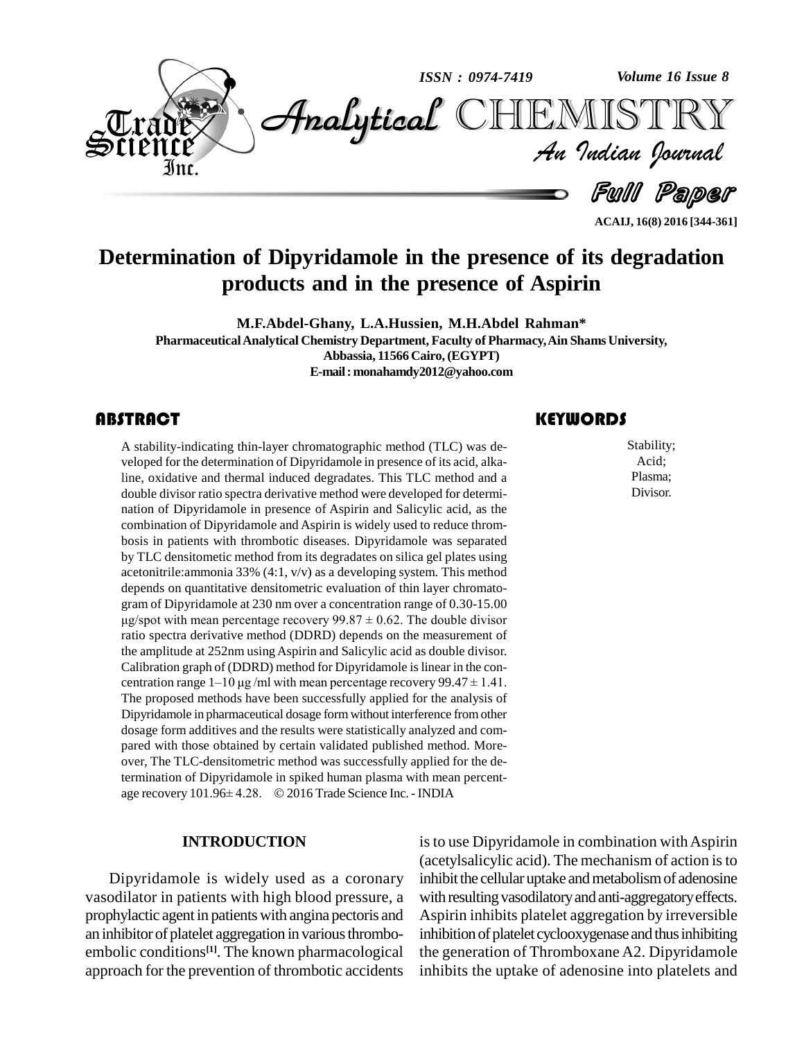# Determination of Dipyridamole in the presence of its degradation products and in the presence of Aspirin

**M.F.Abdel-Ghany, L.A.Hussien, M.H.Abdel Rahman***

**Pharmaceutical Analytical Chemistry Department, Faculty of Pharmacy, Ain Shams University, Abbassia, 11566 Cairo, (EGYPT)**

**E-mail : monahamdy2012@yahoo.com**

## ABSTRACT

A stability-indicating thin-layer chromatographic method (TLC) was developed for the determination of Dipyridamole in presence of its acid, alkaline, oxidative and thermal induced degradates. This TLC method and a double divisor ratio spectra derivative method were developed for determination of Dipyridamole in presence of Aspirin and Salicylic acid, as the combination of Dipyridamole and Aspirin is widely used to reduce thrombosis in patients with thrombotic diseases. Dipyridamole was separated by TLC densitometic method from its degradates on silica gel plates using acetonitrile:ammonia 33% (4:1, v/v) as a developing system. This method depends on quantitative densitometric evaluation of thin layer chromatogram of Dipyridamole at 230 nm over a concentration range of 0.30-15.00 μg/spot with mean percentage recovery 99.87 ± 0.62. The double divisor ratio spectra derivative method (DDRD) depends on the measurement of the amplitude at 252nm using Aspirin and Salicylic acid as double divisor. Calibration graph of (DDRD) method for Dipyridamole is linear in the concentration range 1–10 μg /ml with mean percentage recovery 99.47 ± 1.41. The proposed methods have been successfully applied for the analysis of Dipyridamole in pharmaceutical dosage form without interference from other dosage form additives and the results were statistically analyzed and compared with those obtained by certain validated published method. Moreover, The TLC-densitometric method was successfully applied for the determination of Dipyridamole in spiked human plasma with mean percentage recovery 101.96± 4.28. © 2016 Trade Science Inc. - INDIA

## KEYWORDS

Stability;
Acid;
Plasma;
Divisor.

## INTRODUCTION

Dipyridamole is widely used as a coronary vasodilator in patients with high blood pressure, a prophylactic agent in patients with angina pectoris and an inhibitor of platelet aggregation in various thromboembolic conditions[1]. The known pharmacological approach for the prevention of thrombotic accidents is to use Dipyridamole in combination with Aspirin (acetylsalicylic acid). The mechanism of action is to inhibit the cellular uptake and metabolism of adenosine with resulting vasodilatory and anti-aggregatory effects. Aspirin inhibits platelet aggregation by irreversible inhibition of platelet cyclooxygenase and thus inhibiting the generation of Thromboxane A2. Dipyridamole inhibits the uptake of adenosine into platelets and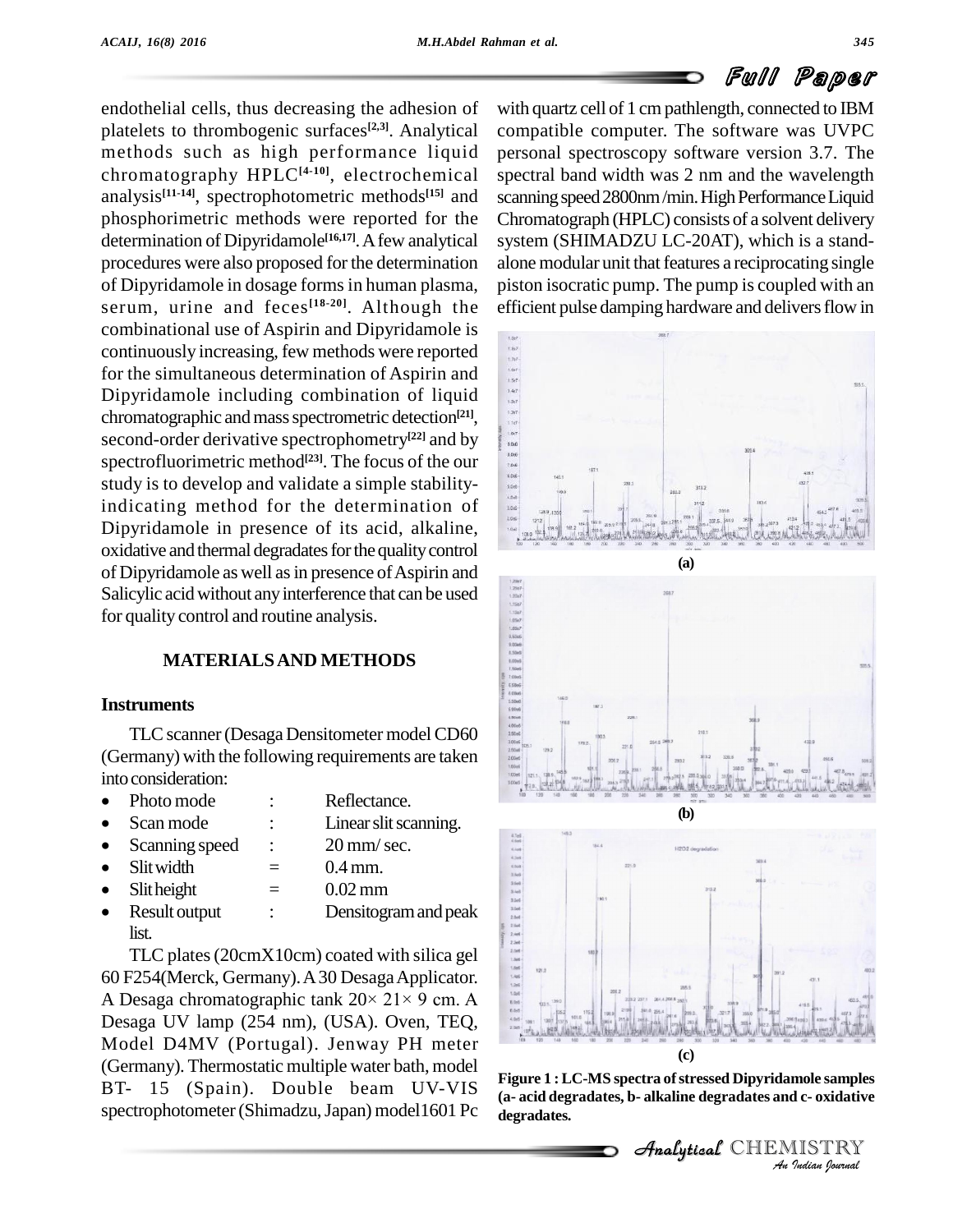endothelial cells, thus decreasing the adhesion of platelets to thrombogenic surfaces[2,3]. Analytical methods such as high performance liquid chromatography HPLC[4-10], electrochemical analysis[11-14], spectrophotometric methods[15] and phosphorimetric methods were reported for the determination of Dipyridamole[16,17]. A few analytical procedures were also proposed for the determination of Dipyridamole in dosage forms in human plasma, serum, urine and feces[18-20]. Although the combinational use of Aspirin and Dipyridamole is continuously increasing, few methods were reported for the simultaneous determination of Aspirin and Dipyridamole including combination of liquid chromatographic and mass spectrometric detection[21], second-order derivative spectrophotometry[22] and by spectrofluorimetric method[23]. The focus of the our study is to develop and validate a simple stability-indicating method for the determination of Dipyridamole in presence of its acid, alkaline, oxidative and thermal degradates for the quality control of Dipyridamole as well as in presence of Aspirin and Salicylic acid without any interference that can be used for quality control and routine analysis.

## MATERIALS AND METHODS

### Instruments

TLC scanner (Desaga Densitometer model CD60 (Germany) with the following requirements are taken into consideration:

- Photo mode : Reflectance.
- Scan mode : Linear slit scanning.
- Scanning speed : 20 mm/ sec.
- Slit width = 0.4 mm.
- Slit height = 0.02 mm
- Result output : Densitogram and peak list.

TLC plates (20cmX10cm) coated with silica gel 60 F254(Merck, Germany). A 30 Desaga Applicator. A Desaga chromatographic tank 20× 21× 9 cm. A Desaga UV lamp (254 nm), (USA). Oven, TEQ, Model D4MV (Portugal). Jenway PH meter (Germany). Thermostatic multiple water bath, model BT- 15 (Spain). Double beam UV-VIS spectrophotometer (Shimadzu, Japan) model1601 Pc with quartz cell of 1 cm pathlength, connected to IBM compatible computer. The software was UVPC personal spectroscopy software version 3.7. The spectral band width was 2 nm and the wavelength scanning speed 2800nm /min. High Performance Liquid Chromatograph (HPLC) consists of a solvent delivery system (SHIMADZU LC-20AT), which is a stand-alone modular unit that features a reciprocating single piston isocratic pump. The pump is coupled with an efficient pulse damping hardware and delivers flow in

(a)

(b)

(c)

**Figure 1 : LC-MS spectra of stressed Dipyridamole samples (a- acid degradates, b- alkaline degradates and c- oxidative degradates.**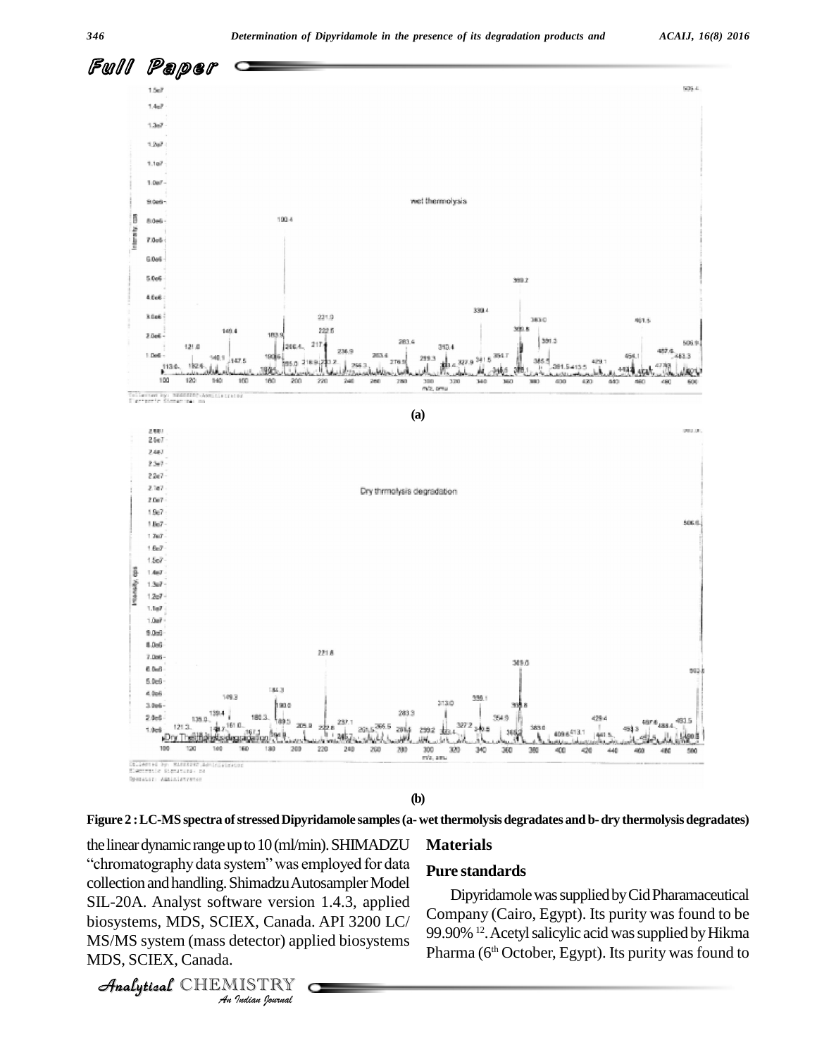**(a)**

**(b)**

**Figure 2 : LC-MS spectra of stressed Dipyridamole samples (a- wet thermolysis degradates and b- dry thermolysis degradates)**

the linear dynamic range up to 10 (ml/min). SHIMADZU "chromatography data system" was employed for data collection and handling. Shimadzu Autosampler Model SIL-20A. Analyst software version 1.4.3, applied biosystems, MDS, SCIEX, Canada. API 3200 LC/MS/MS system (mass detector) applied biosystems MDS, SCIEX, Canada.

## Materials

### Pure standards

Dipyridamole was supplied by Cid Pharamaceutical Company (Cairo, Egypt). Its purity was found to be 99.90% [12]. Acetyl salicylic acid was supplied by Hikma Pharma (6th October, Egypt). Its purity was found to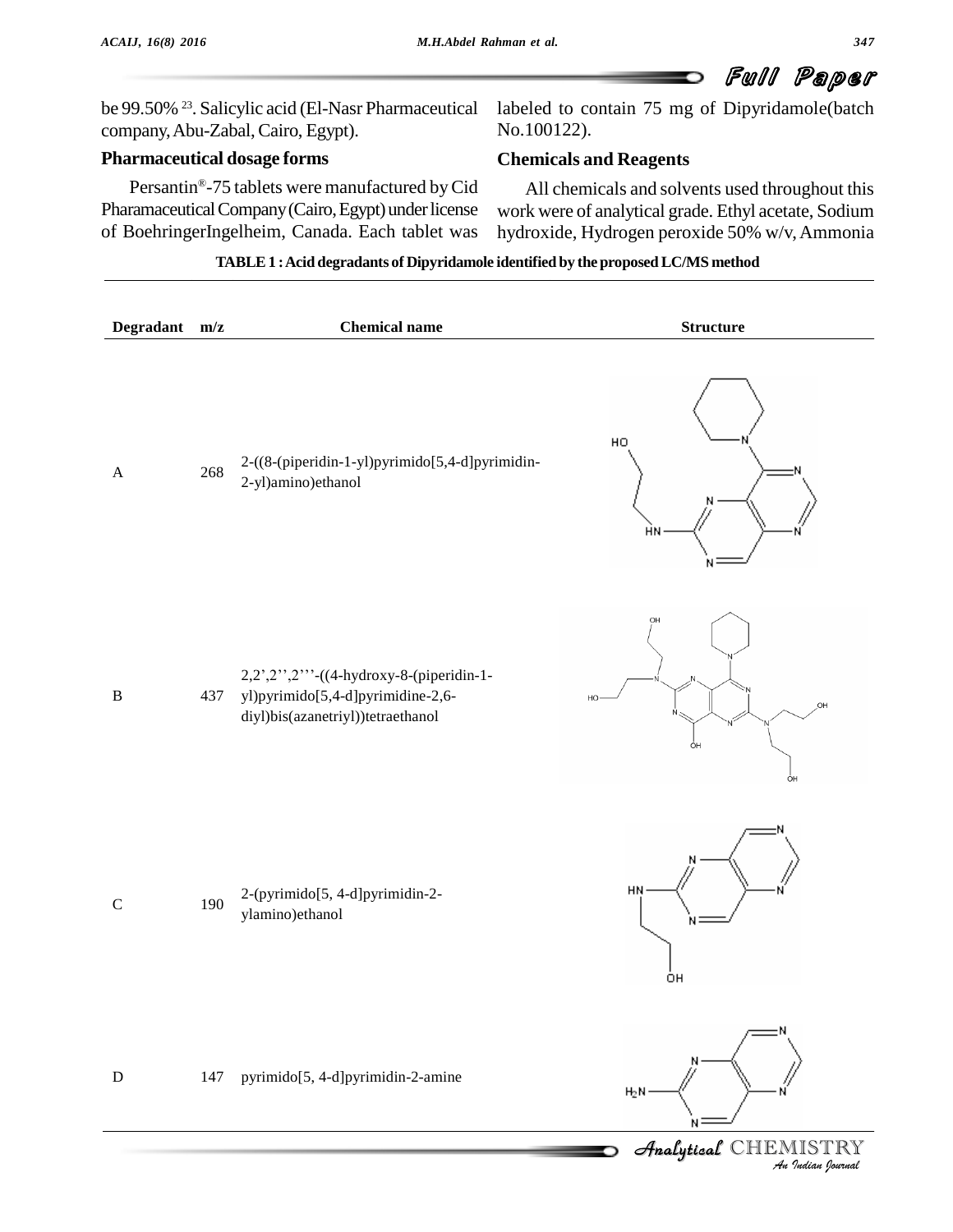be 99.50% [23]. Salicylic acid (El-Nasr Pharmaceutical company, Abu-Zabal, Cairo, Egypt).

### Pharmaceutical dosage forms

Persantin®-75 tablets were manufactured by Cid Pharamaceutical Company (Cairo, Egypt) under license of BoehringerIngelheim, Canada. Each tablet was labeled to contain 75 mg of Dipyridamole(batch No.100122).

### Chemicals and Reagents

All chemicals and solvents used throughout this work were of analytical grade. Ethyl acetate, Sodium hydroxide, Hydrogen peroxide 50% w/v, Ammonia

**TABLE 1 : Acid degradants of Dipyridamole identified by the proposed LC/MS method**

| Degradant | m/z | Chemical name | Structure |
|---|---|---|---|
| A | 268 | 2-((8-(piperidin-1-yl)pyrimido[5,4-d]pyrimidin-2-yl)amino)ethanol | |
| B | 437 | 2,2',2'',2'''-((4-hydroxy-8-(piperidin-1-yl)pyrimido[5,4-d]pyrimidine-2,6-diyl)bis(azanetriyl))tetraethanol | |
| C | 190 | 2-(pyrimido[5, 4-d]pyrimidin-2-ylamino)ethanol | |
| D | 147 | pyrimido[5, 4-d]pyrimidin-2-amine | |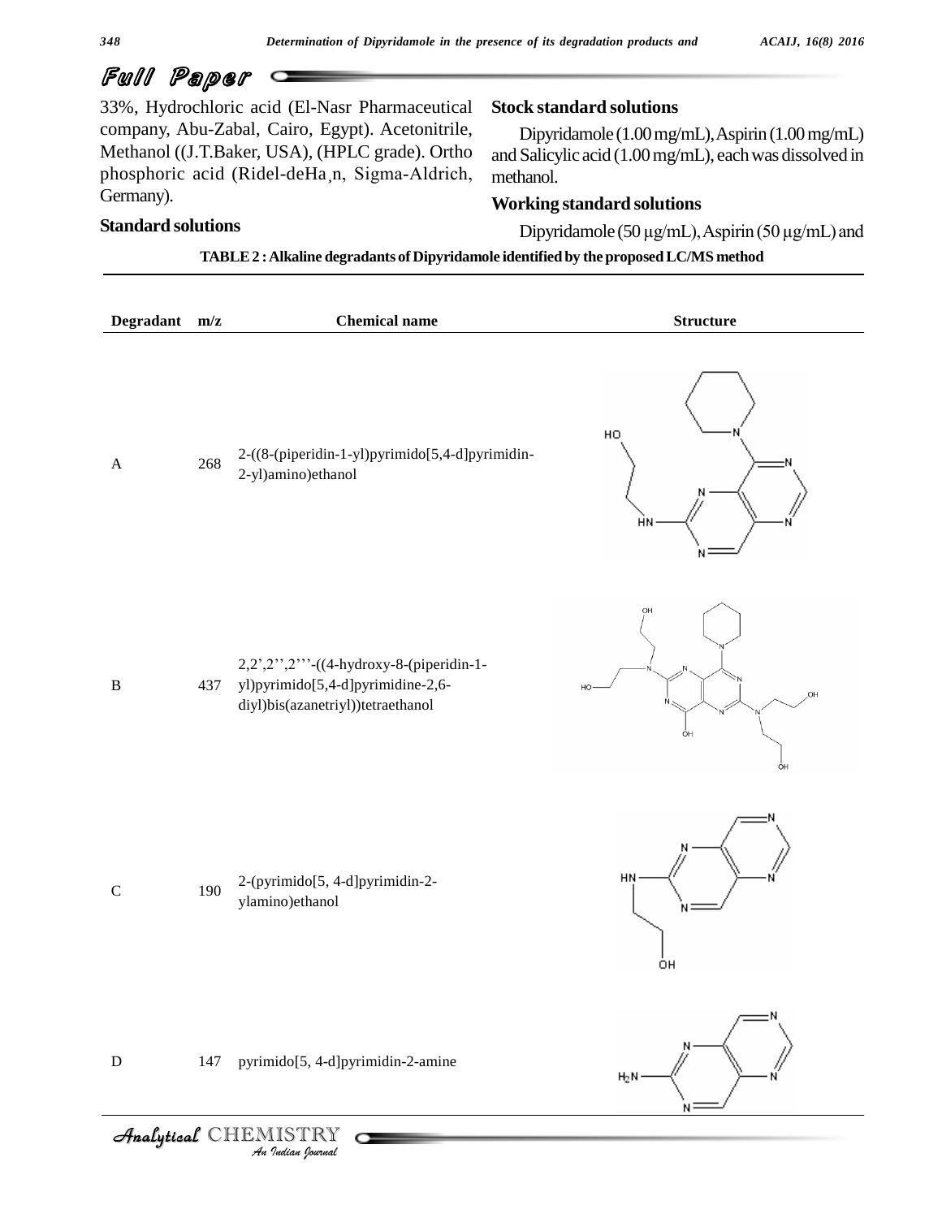33%, Hydrochloric acid (El-Nasr Pharmaceutical company, Abu-Zabal, Cairo, Egypt). Acetonitrile, Methanol ((J.T.Baker, USA), (HPLC grade). Ortho phosphoric acid (Ridel-deHa¸n, Sigma-Aldrich, Germany).

### Standard solutions

### Stock standard solutions

Dipyridamole (1.00 mg/mL), Aspirin (1.00 mg/mL) and Salicylic acid (1.00 mg/mL), each was dissolved in methanol.

### Working standard solutions

Dipyridamole (50 µg/mL), Aspirin (50 µg/mL) and

**TABLE 2 : Alkaline degradants of Dipyridamole identified by the proposed LC/MS method**

| Degradant | m/z | Chemical name | Structure |
|---|---|---|---|
| A | 268 | 2-((8-(piperidin-1-yl)pyrimido[5,4-d]pyrimidin-2-yl)amino)ethanol | |
| B | 437 | 2,2',2'',2'''-((4-hydroxy-8-(piperidin-1-yl)pyrimido[5,4-d]pyrimidine-2,6-diyl)bis(azanetriyl))tetraethanol | |
| C | 190 | 2-(pyrimido[5, 4-d]pyrimidin-2-ylamino)ethanol | |
| D | 147 | pyrimido[5, 4-d]pyrimidin-2-amine | |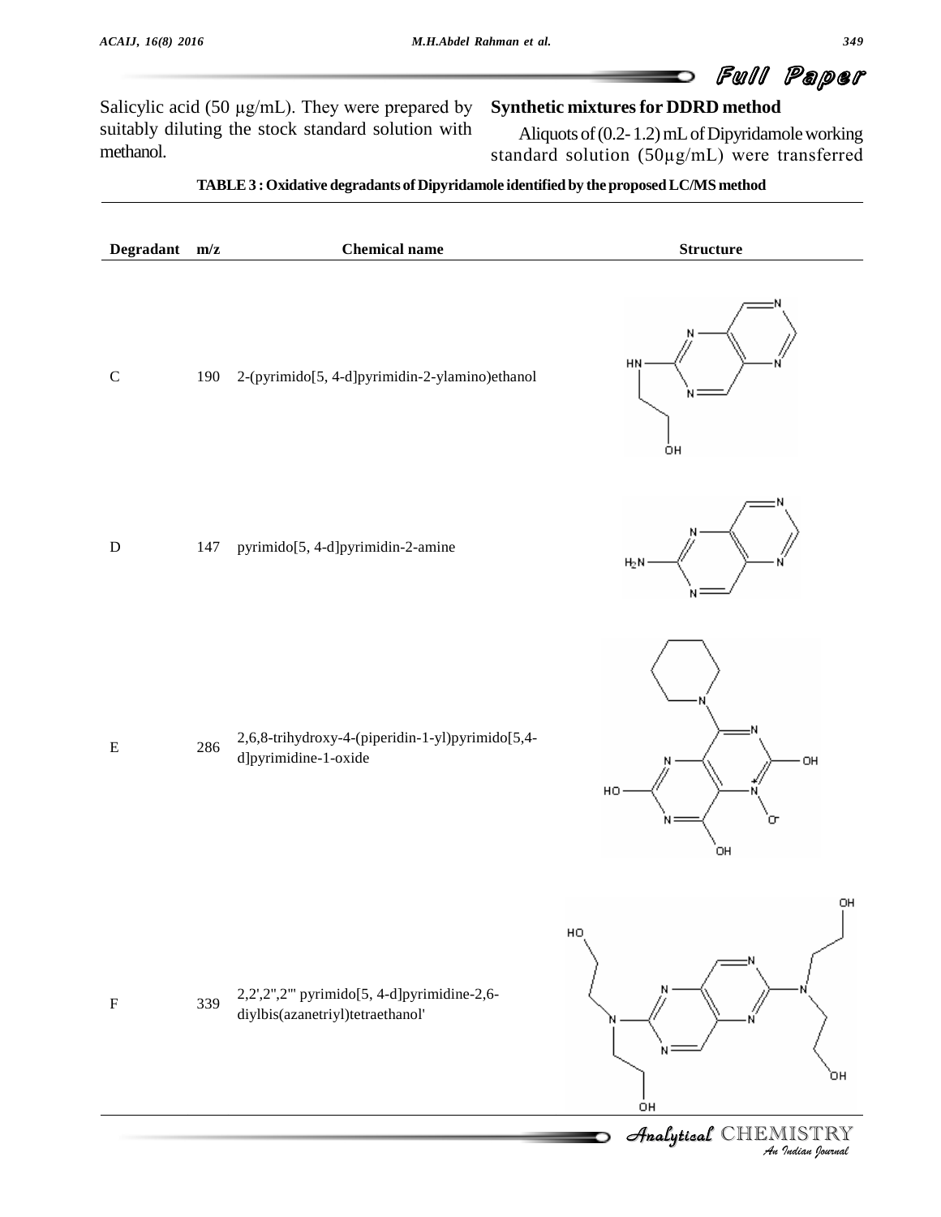Salicylic acid (50 µg/mL). They were prepared by suitably diluting the stock standard solution with methanol.

### Synthetic mixtures for DDRD method

Aliquots of (0.2- 1.2) mL of Dipyridamole working standard solution (50µg/mL) were transferred

**TABLE 3 : Oxidative degradants of Dipyridamole identified by the proposed LC/MS method**

| Degradant | m/z | Chemical name | Structure |
|---|---|---|---|
| C | 190 | 2-(pyrimido[5, 4-d]pyrimidin-2-ylamino)ethanol | |
| D | 147 | pyrimido[5, 4-d]pyrimidin-2-amine | |
| E | 286 | 2,6,8-trihydroxy-4-(piperidin-1-yl)pyrimido[5,4-d]pyrimidine-1-oxide | |
| F | 339 | 2,2',2'',2''' pyrimido[5, 4-d]pyrimidine-2,6-diylbis(azanetriyl)tetraethanol' | |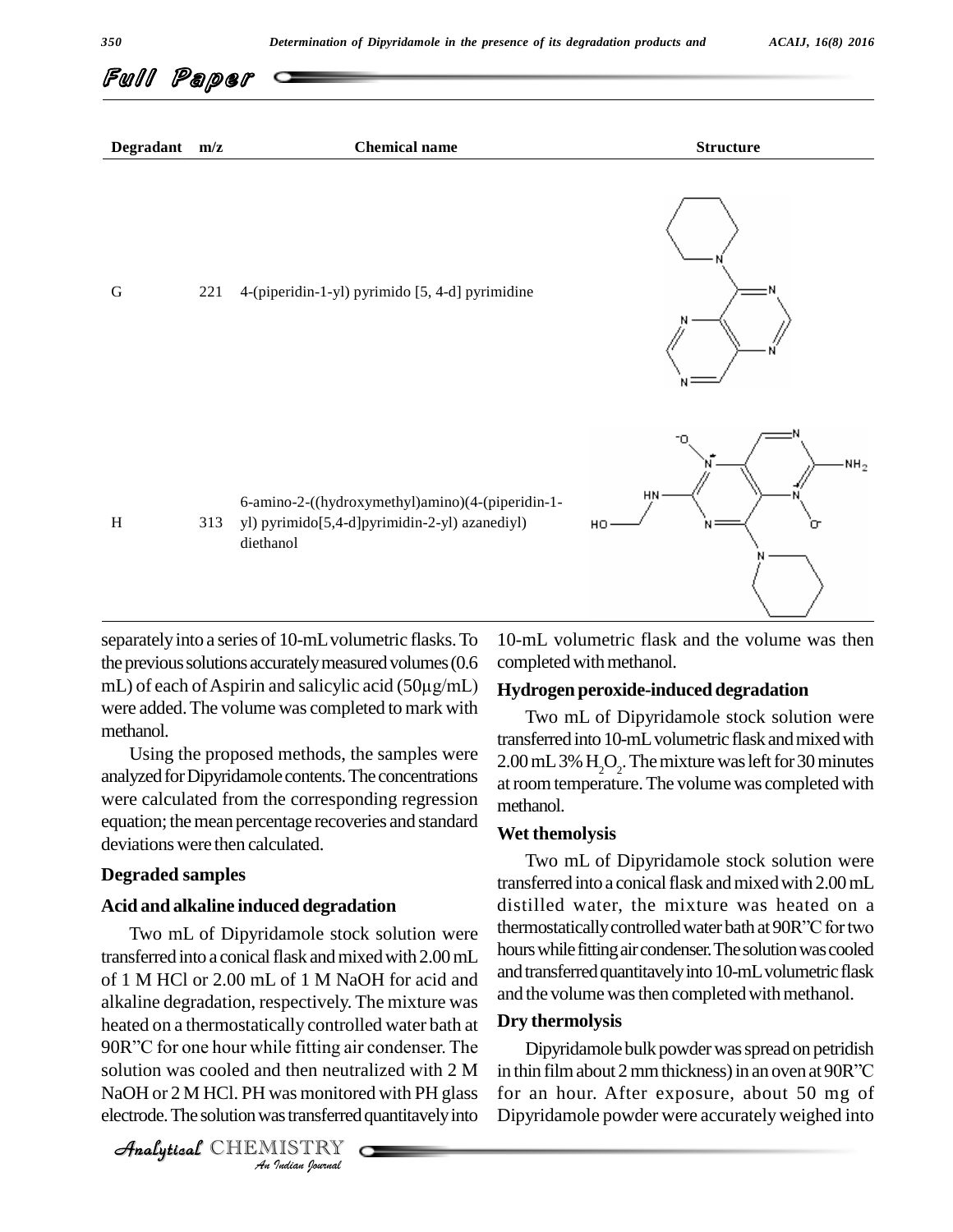| Degradant | m/z | Chemical name | Structure |
|---|---|---|---|
| G | 221 | 4-(piperidin-1-yl) pyrimido [5, 4-d] pyrimidine | |
| H | 313 | 6-amino-2-((hydroxymethyl)amino)(4-(piperidin-1-yl) pyrimido[5,4-d]pyrimidin-2-yl) azanediyl) diethanol | |

separately into a series of 10-mL volumetric flasks. To the previous solutions accurately measured volumes (0.6 mL) of each of Aspirin and salicylic acid (50µg/mL) were added. The volume was completed to mark with methanol.

Using the proposed methods, the samples were analyzed for Dipyridamole contents. The concentrations were calculated from the corresponding regression equation; the mean percentage recoveries and standard deviations were then calculated.

## Degraded samples

### Acid and alkaline induced degradation

Two mL of Dipyridamole stock solution were transferred into a conical flask and mixed with 2.00 mL of 1 M HCl or 2.00 mL of 1 M NaOH for acid and alkaline degradation, respectively. The mixture was heated on a thermostatically controlled water bath at 90R"C for one hour while fitting air condenser. The solution was cooled and then neutralized with 2 M NaOH or 2 M HCl. PH was monitored with PH glass electrode. The solution was transferred quantitatively into 10-mL volumetric flask and the volume was then completed with methanol.

### Hydrogen peroxide-induced degradation

Two mL of Dipyridamole stock solution were transferred into 10-mL volumetric flask and mixed with 2.00 mL 3% $H_2O_2$. The mixture was left for 30 minutes at room temperature. The volume was completed with methanol.

### Wet themolysis

Two mL of Dipyridamole stock solution were transferred into a conical flask and mixed with 2.00 mL distilled water, the mixture was heated on a thermostatically controlled water bath at 90R"C for two hours while fitting air condenser. The solution was cooled and transferred quantitatively into 10-mL volumetric flask and the volume was then completed with methanol.

### Dry thermolysis

Dipyridamole bulk powder was spread on petridish in thin film about 2 mm thickness) in an oven at 90R"C for an hour. After exposure, about 50 mg of Dipyridamole powder were accurately weighed into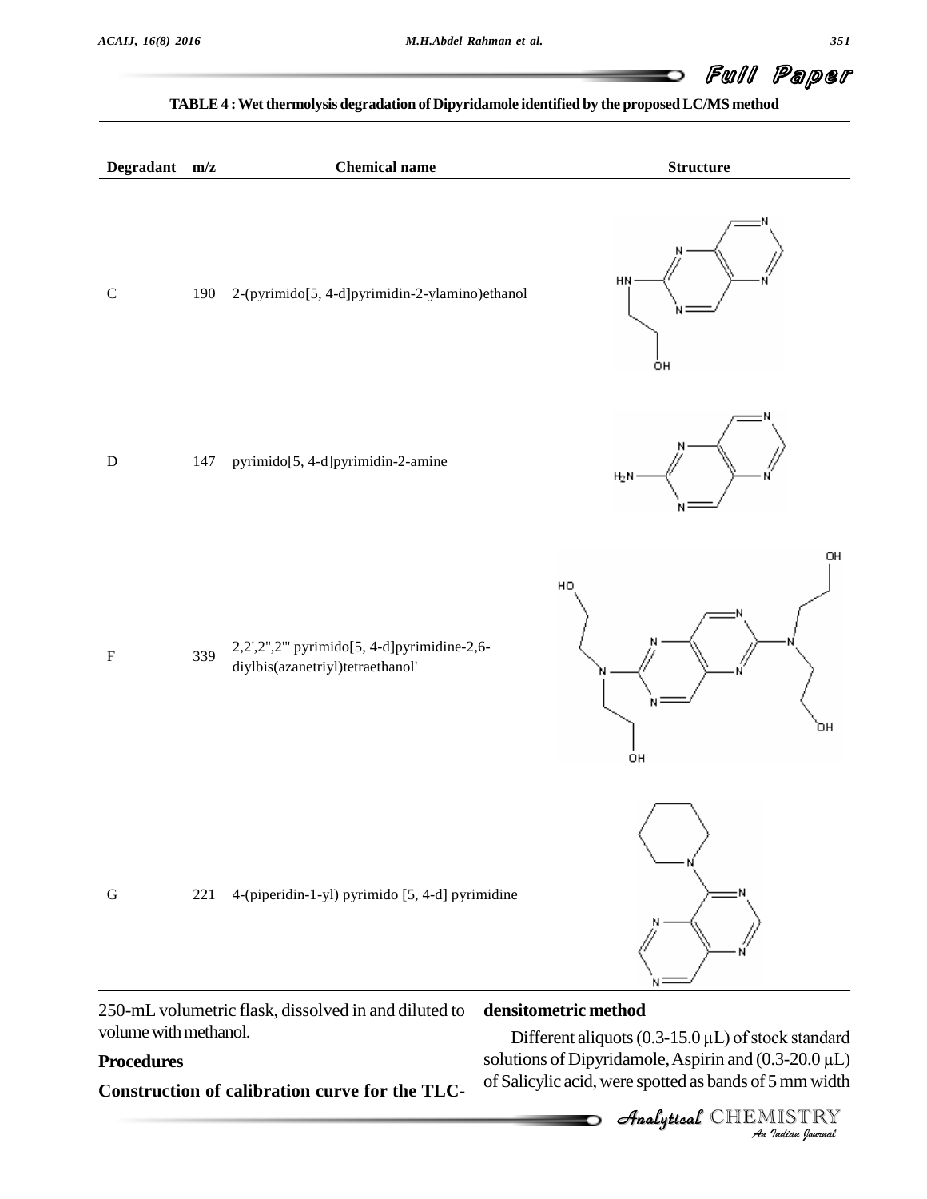TABLE 4 : Wet thermolysis degradation of Dipyridamole identified by the proposed LC/MS method

| Degradant | m/z | Chemical name | Structure |
|---|---|---|---|
| C | 190 | 2-(pyrimido[5, 4-d]pyrimidin-2-ylamino)ethanol | |
| D | 147 | pyrimido[5, 4-d]pyrimidin-2-amine | |
| F | 339 | 2,2',2",2"' pyrimido[5, 4-d]pyrimidine-2,6-diylbis(azanetriyl)tetraethanol' | |
| G | 221 | 4-(piperidin-1-yl) pyrimido [5, 4-d] pyrimidine | |

250-mL volumetric flask, dissolved in and diluted to volume with methanol.

**Procedures**

**Construction of calibration curve for the TLC-densitometric method**

Different aliquots (0.3-15.0 µL) of stock standard solutions of Dipyridamole, Aspirin and (0.3-20.0 µL) of Salicylic acid, were spotted as bands of 5 mm width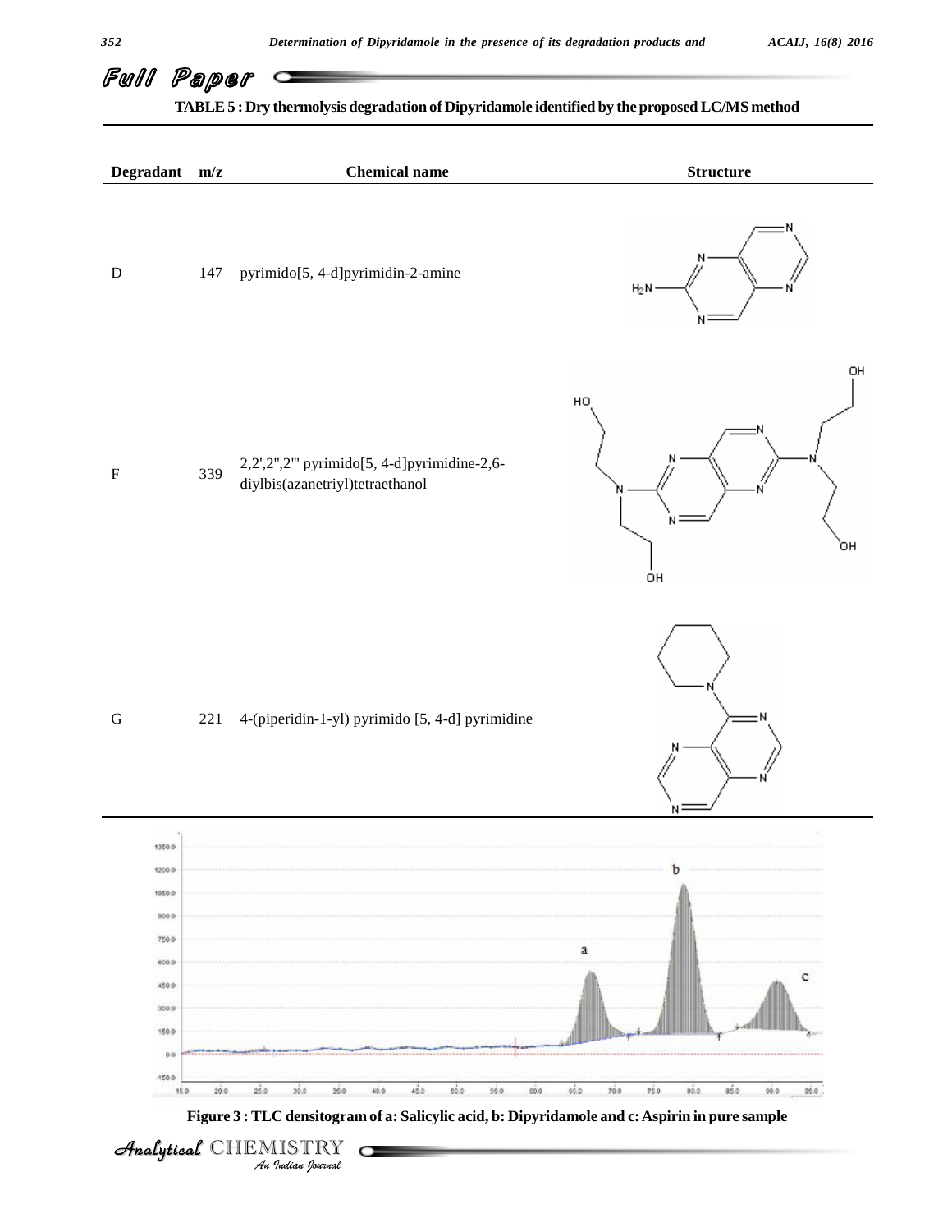**TABLE 5 : Dry thermolysis degradation of Dipyridamole identified by the proposed LC/MS method**

| Degradant | m/z | Chemical name | Structure |
|---|---|---|---|
| D | 147 | pyrimido[5, 4-d]pyrimidin-2-amine | |
| F | 339 | 2,2',2'',2''' pyrimido[5, 4-d]pyrimidine-2,6-diylbis(azanetriyl)tetraethanol | |
| G | 221 | 4-(piperidin-1-yl) pyrimido [5, 4-d] pyrimidine | |

**Figure 3 : TLC densitogram of a: Salicylic acid, b: Dipyridamole and c: Aspirin in pure sample**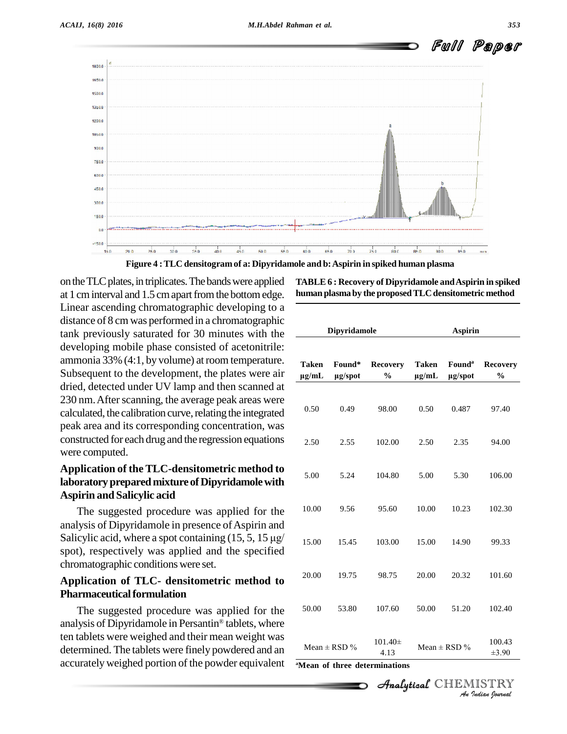Figure 4 : TLC densitogram of a: Dipyridamole and b: Aspirin in spiked human plasma

on the TLC plates, in triplicates. The bands were applied at 1 cm interval and 1.5 cm apart from the bottom edge. Linear ascending chromatographic developing to a distance of 8 cm was performed in a chromatographic tank previously saturated for 30 minutes with the developing mobile phase consisted of acetonitrile: ammonia 33% (4:1, by volume) at room temperature. Subsequent to the development, the plates were air dried, detected under UV lamp and then scanned at 230 nm. After scanning, the average peak areas were calculated, the calibration curve, relating the integrated peak area and its corresponding concentration, was constructed for each drug and the regression equations were computed.

### Application of the TLC-densitometric method to laboratory prepared mixture of Dipyridamole with Aspirin and Salicylic acid

The suggested procedure was applied for the analysis of Dipyridamole in presence of Aspirin and Salicylic acid, where a spot containing (15, 5, 15 µg/spot), respectively was applied and the specified chromatographic conditions were set.

### Application of TLC- densitometric method to Pharmaceutical formulation

The suggested procedure was applied for the analysis of Dipyridamole in Persantin® tablets, where ten tablets were weighed and their mean weight was determined. The tablets were finely powdered and an accurately weighed portion of the powder equivalent

**TABLE 6 : Recovery of Dipyridamole and Aspirin in spiked human plasma by the proposed TLC densitometric method**

| Dipyridamole | | | Aspirin | | |
|---|---|---|---|---|---|
| Taken µg/mL | Found* µg/spot | Recovery % | Taken µg/mL | Found[a] µg/spot | Recovery % |
| 0.50 | 0.49 | 98.00 | 0.50 | 0.487 | 97.40 |
| 2.50 | 2.55 | 102.00 | 2.50 | 2.35 | 94.00 |
| 5.00 | 5.24 | 104.80 | 5.00 | 5.30 | 106.00 |
| 10.00 | 9.56 | 95.60 | 10.00 | 10.23 | 102.30 |
| 15.00 | 15.45 | 103.00 | 15.00 | 14.90 | 99.33 |
| 20.00 | 19.75 | 98.75 | 20.00 | 20.32 | 101.60 |
| 50.00 | 53.80 | 107.60 | 50.00 | 51.20 | 102.40 |
| Mean ± RSD % | | 101.40± 4.13 | Mean ± RSD % | | 100.43 ±3.90 |

[a]Mean of three determinations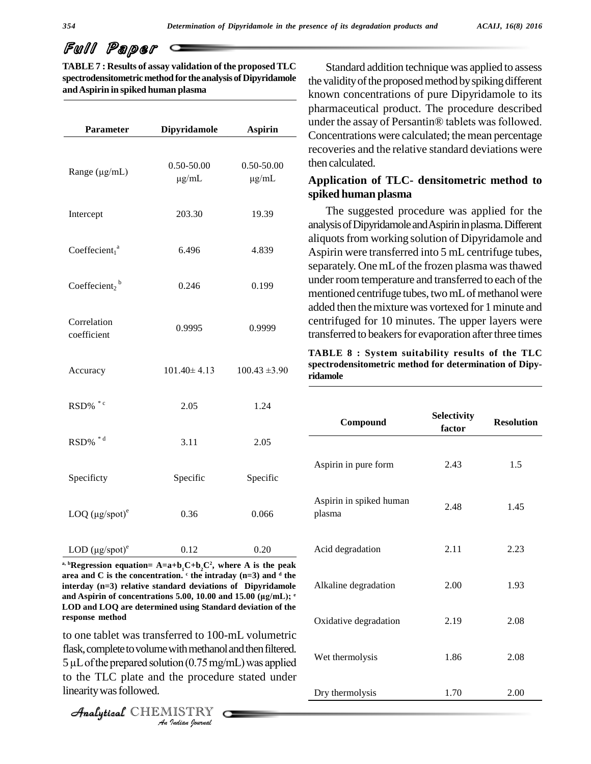**TABLE 7 : Results of assay validation of the proposed TLC spectrodensitometric method for the analysis of Dipyridamole and Aspirin in spiked human plasma**

| Parameter | Dipyridamole | Aspirin |
|---|---|---|
| Range (µg/mL) | 0.50-50.00 µg/mL | 0.50-50.00 µg/mL |
| Intercept | 203.30 | 19.39 |
| Coeffecient$_1$[a] | 6.496 | 4.839 |
| Coeffecient$_2$[b] | 0.246 | 0.199 |
| Correlation coefficient | 0.9995 | 0.9999 |
| Accuracy | 101.40± 4.13 | 100.43 ±3.90 |
| RSD% [*c] | 2.05 | 1.24 |
| RSD% [*d] | 3.11 | 2.05 |
| Specificty | Specific | Specific |
| LOQ (µg/spot)[e] | 0.36 | 0.066 |
| LOD (µg/spot)[e] | 0.12 | 0.20 |

**[a, b]Regression equation= $A=a+b_1C+b_2C^2$, where A is the peak area and C is the concentration. [c] the intraday (n=3) and [d] the interday (n=3) relative standard deviations of Dipyridamole and Aspirin of concentrations 5.00, 10.00 and 15.00 (µg/mL); [e] LOD and LOQ are determined using Standard deviation of the response method**

to one tablet was transferred to 100-mL volumetric flask, complete to volume with methanol and then filtered. 5 µL of the prepared solution (0.75 mg/mL) was applied to the TLC plate and the procedure stated under linearity was followed.

Standard addition technique was applied to assess the validity of the proposed method by spiking different known concentrations of pure Dipyridamole to its pharmaceutical product. The procedure described under the assay of Persantin® tablets was followed. Concentrations were calculated; the mean percentage recoveries and the relative standard deviations were then calculated.

### Application of TLC- densitometric method to spiked human plasma

The suggested procedure was applied for the analysis of Dipyridamole and Aspirin in plasma. Different aliquots from working solution of Dipyridamole and Aspirin were transferred into 5 mL centrifuge tubes, separately. One mL of the frozen plasma was thawed under room temperature and transferred to each of the mentioned centrifuge tubes, two mL of methanol were added then the mixture was vortexed for 1 minute and centrifuged for 10 minutes. The upper layers were transferred to beakers for evaporation after three times

**TABLE 8 : System suitability results of the TLC spectrodensitometric method for determination of Dipyridamole**

| Compound | Selectivity factor | Resolution |
|---|---|---|
| Aspirin in pure form | 2.43 | 1.5 |
| Aspirin in spiked human plasma | 2.48 | 1.45 |
| Acid degradation | 2.11 | 2.23 |
| Alkaline degradation | 2.00 | 1.93 |
| Oxidative degradation | 2.19 | 2.08 |
| Wet thermolysis | 1.86 | 2.08 |
| Dry thermolysis | 1.70 | 2.00 |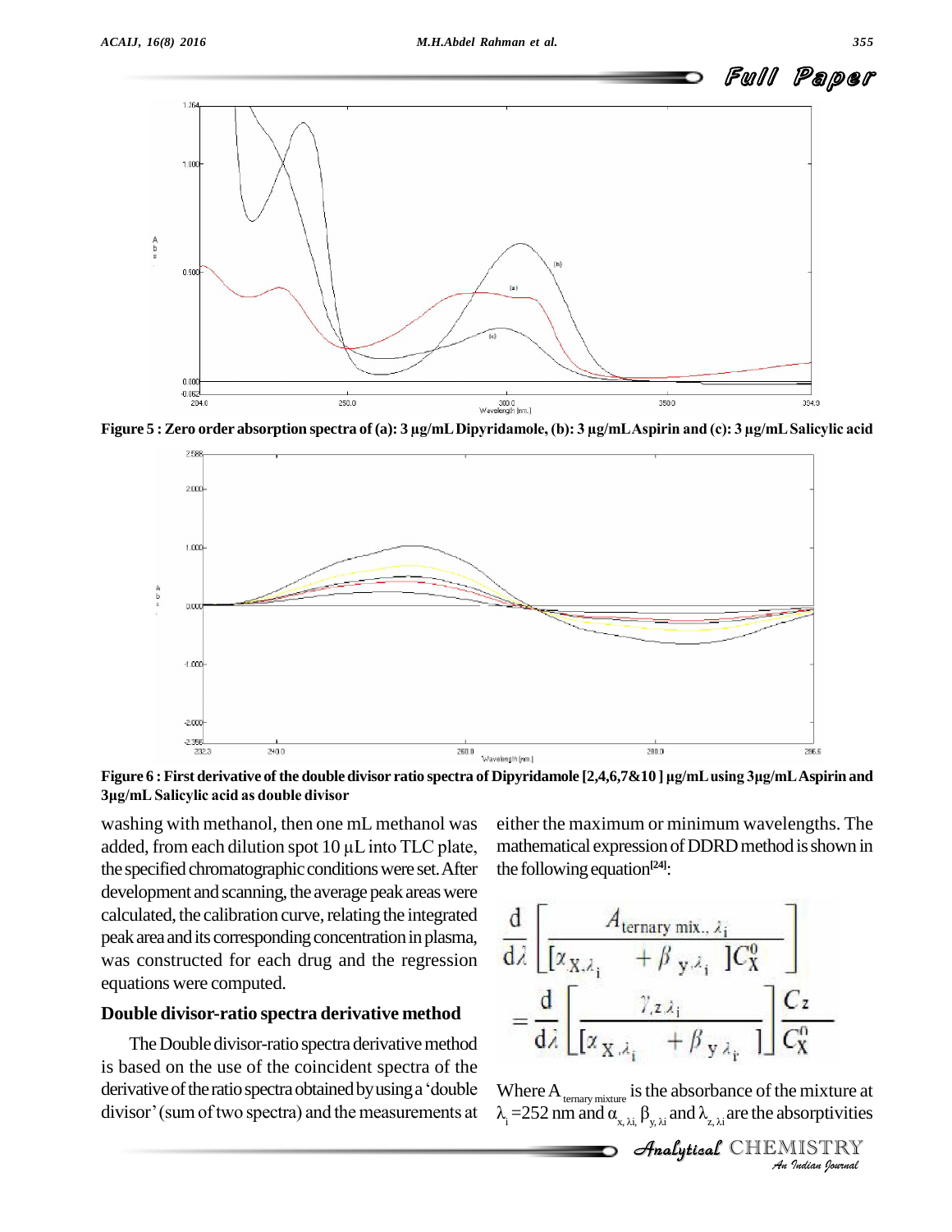Figure 5 : Zero order absorption spectra of (a): 3 µg/mL Dipyridamole, (b): 3 µg/mL Aspirin and (c): 3 µg/mL Salicylic acid

Figure 6 : First derivative of the double divisor ratio spectra of Dipyridamole [2,4,6,7&10 ] µg/mL using 3µg/mL Aspirin and 3µg/mL Salicylic acid as double divisor

washing with methanol, then one mL methanol was added, from each dilution spot 10 µL into TLC plate, the specified chromatographic conditions were set. After development and scanning, the average peak areas were calculated, the calibration curve, relating the integrated peak area and its corresponding concentration in plasma, was constructed for each drug and the regression equations were computed.

## Double divisor-ratio spectra derivative method

The Double divisor-ratio spectra derivative method is based on the use of the coincident spectra of the derivative of the ratio spectra obtained by using a 'double divisor' (sum of two spectra) and the measurements at either the maximum or minimum wavelengths. The mathematical expression of DDRD method is shown in the following equation[24]:

$$\frac{d}{d\lambda}\left[\frac{A_{\text{ternary mix.},\lambda_i}}{[\alpha_{X,\lambda_i} + \beta_{y,\lambda_i}]C_X^0}\right] = \frac{d}{d\lambda}\left[\frac{\gamma_{z\lambda_i}}{[\alpha_{X,\lambda_i} + \beta_{y\lambda_i}]}\right]\frac{C_z}{C_X^0}$$

Where $A_{\text{ternary mixture}}$ is the absorbance of the mixture at $\lambda_i$ =252 nm and $\alpha_{x,\lambda i}$, $\beta_{y,\lambda i}$ and $\lambda_{z,\lambda i}$ are the absorptivities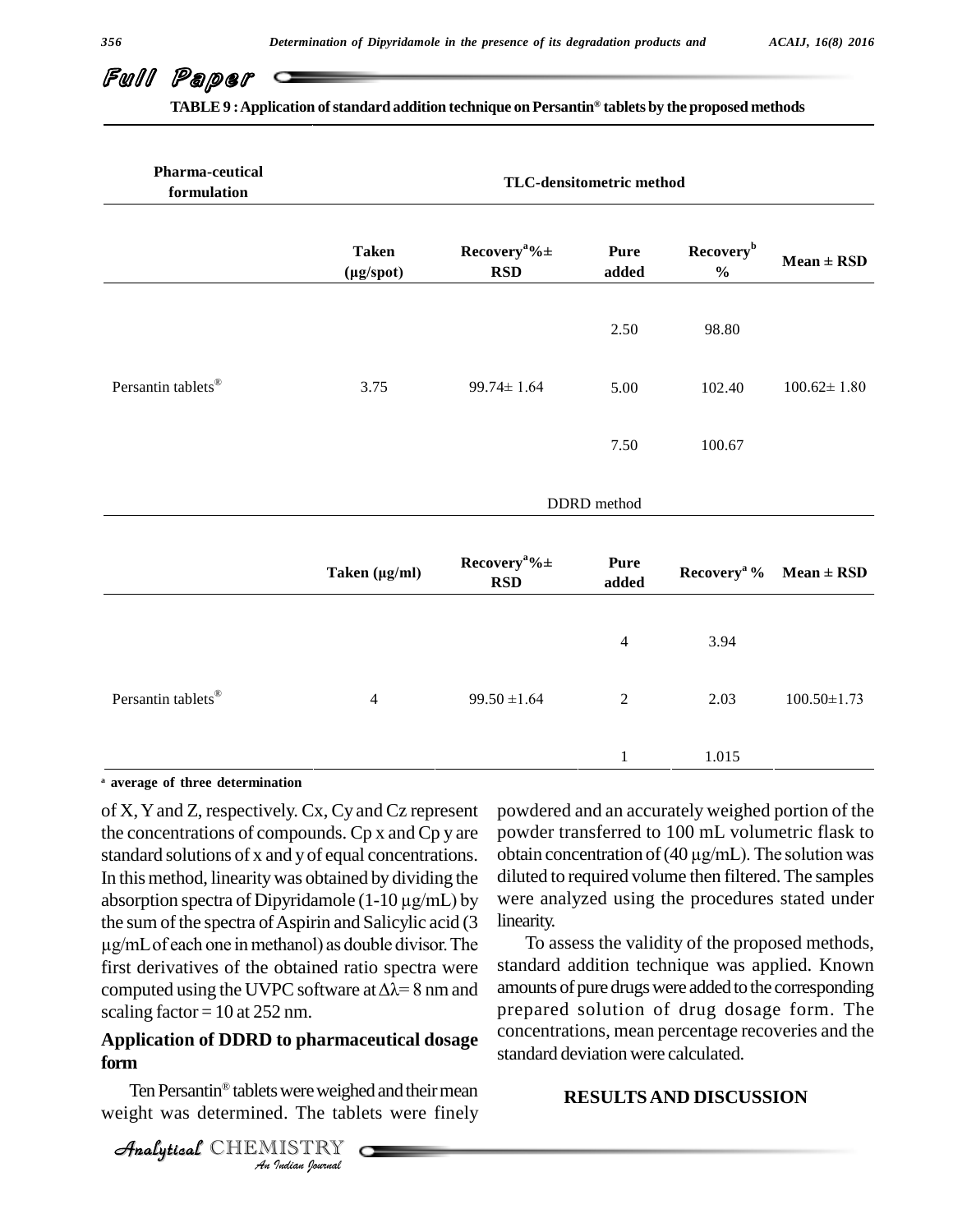**TABLE 9 : Application of standard addition technique on Persantin® tablets by the proposed methods**

| Pharma-ceutical formulation | TLC-densitometric method | | | | |
|---|---|---|---|---|---|
| | Taken (µg/spot) | Recovery[a]%± RSD | Pure added | Recovery[b] % | Mean ± RSD |
| | | | 2.50 | 98.80 | |
| Persantin tablets® | 3.75 | 99.74± 1.64 | 5.00 | 102.40 | 100.62± 1.80 |
| | | | 7.50 | 100.67 | |
| | DDRD method | | | | |
| | Taken (µg/ml) | Recovery[a]%± RSD | Pure added | Recovery[a] % | Mean ± RSD |
| | | | 4 | 3.94 | |
| Persantin tablets® | 4 | 99.50 ±1.64 | 2 | 2.03 | 100.50±1.73 |
| | | | 1 | 1.015 | |

[a] average of three determination

of X, Y and Z, respectively. Cx, Cy and Cz represent the concentrations of compounds. Cp x and Cp y are standard solutions of x and y of equal concentrations. In this method, linearity was obtained by dividing the absorption spectra of Dipyridamole (1-10 µg/mL) by the sum of the spectra of Aspirin and Salicylic acid (3 µg/mL of each one in methanol) as double divisor. The first derivatives of the obtained ratio spectra were computed using the UVPC software at $\Delta\lambda$= 8 nm and scaling factor = 10 at 252 nm.

## Application of DDRD to pharmaceutical dosage form

Ten Persantin® tablets were weighed and their mean weight was determined. The tablets were finely powdered and an accurately weighed portion of the powder transferred to 100 mL volumetric flask to obtain concentration of (40 µg/mL). The solution was diluted to required volume then filtered. The samples were analyzed using the procedures stated under linearity.

To assess the validity of the proposed methods, standard addition technique was applied. Known amounts of pure drugs were added to the corresponding prepared solution of drug dosage form. The concentrations, mean percentage recoveries and the standard deviation were calculated.

## RESULTS AND DISCUSSION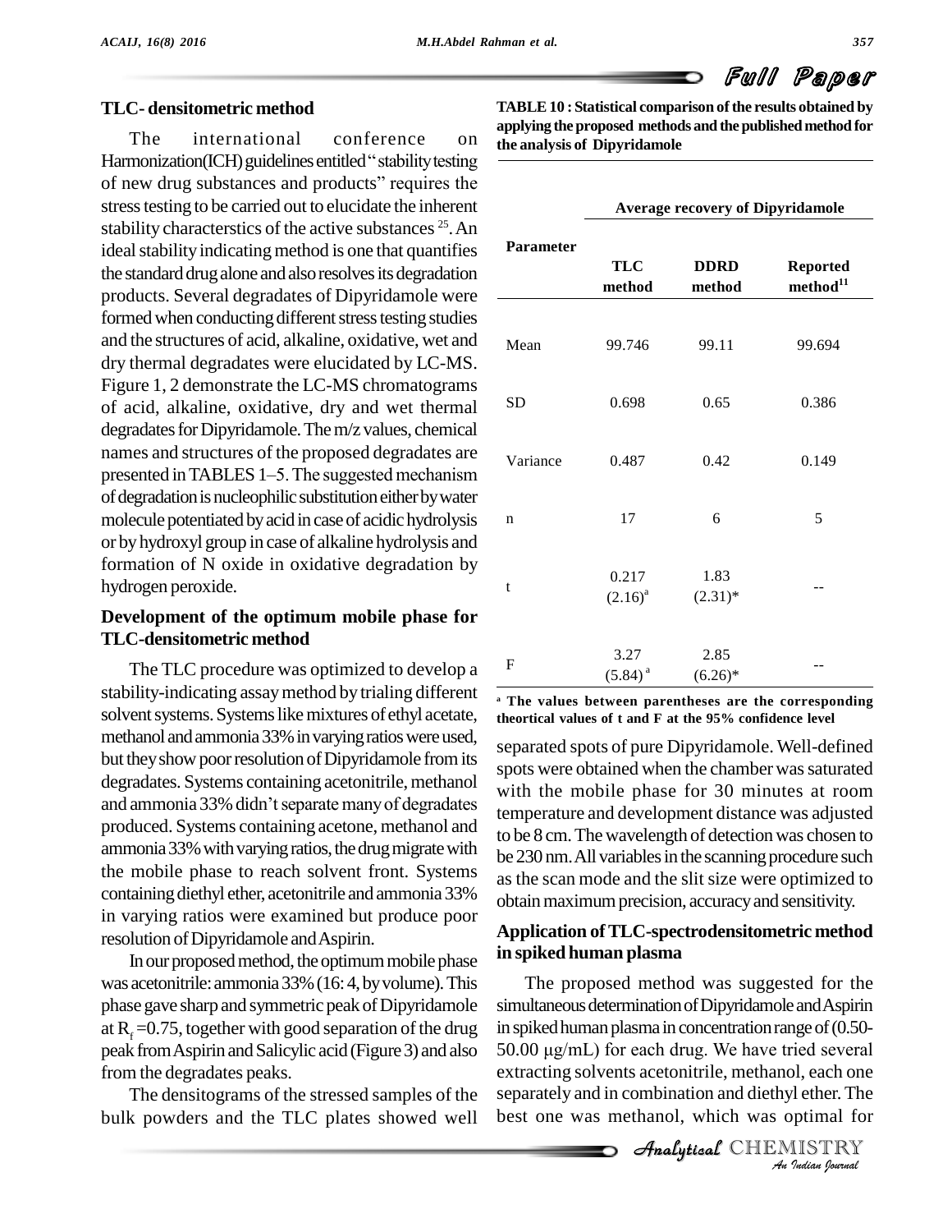## TLC- densitometric method

The international conference on Harmonization(ICH) guidelines entitled "stability testing of new drug substances and products" requires the stress testing to be carried out to elucidate the inherent stability characterstics of the active substances [25]. An ideal stability indicating method is one that quantifies the standard drug alone and also resolves its degradation products. Several degradates of Dipyridamole were formed when conducting different stress testing studies and the structures of acid, alkaline, oxidative, wet and dry thermal degradates were elucidated by LC-MS. Figure 1, 2 demonstrate the LC-MS chromatograms of acid, alkaline, oxidative, dry and wet thermal degradates for Dipyridamole. The m/z values, chemical names and structures of the proposed degradates are presented in TABLES 1–5. The suggested mechanism of degradation is nucleophilic substitution either by water molecule potentiated by acid in case of acidic hydrolysis or by hydroxyl group in case of alkaline hydrolysis and formation of N oxide in oxidative degradation by hydrogen peroxide.

## Development of the optimum mobile phase for TLC-densitometric method

The TLC procedure was optimized to develop a stability-indicating assay method by trialing different solvent systems. Systems like mixtures of ethyl acetate, methanol and ammonia 33% in varying ratios were used, but they show poor resolution of Dipyridamole from its degradates. Systems containing acetonitrile, methanol and ammonia 33% didn't separate many of degradates produced. Systems containing acetone, methanol and ammonia 33% with varying ratios, the drug migrate with the mobile phase to reach solvent front. Systems containing diethyl ether, acetonitrile and ammonia 33% in varying ratios were examined but produce poor resolution of Dipyridamole and Aspirin.

In our proposed method, the optimum mobile phase was acetonitrile: ammonia 33% (16: 4, by volume). This phase gave sharp and symmetric peak of Dipyridamole at $R_f$ =0.75, together with good separation of the drug peak from Aspirin and Salicylic acid (Figure 3) and also from the degradates peaks.

The densitograms of the stressed samples of the bulk powders and the TLC plates showed well separated spots of pure Dipyridamole. Well-defined spots were obtained when the chamber was saturated with the mobile phase for 30 minutes at room temperature and development distance was adjusted to be 8 cm. The wavelength of detection was chosen to be 230 nm. All variables in the scanning procedure such as the scan mode and the slit size were optimized to obtain maximum precision, accuracy and sensitivity.

**TABLE 10 : Statistical comparison of the results obtained by applying the proposed methods and the published method for the analysis of Dipyridamole**

| Parameter | Average recovery of Dipyridamole | | |
|---|---|---|---|
| | TLC method | DDRD method | Reported method[11] |
| Mean | 99.746 | 99.11 | 99.694 |
| SD | 0.698 | 0.65 | 0.386 |
| Variance | 0.487 | 0.42 | 0.149 |
| n | 17 | 6 | 5 |
| t | 0.217 (2.16)[a] | 1.83 (2.31)* | -- |
| F | 3.27 (5.84)[a] | 2.85 (6.26)* | -- |

[a] The values between parentheses are the corresponding theortical values of t and F at the 95% confidence level

## Application of TLC-spectrodensitometric method in spiked human plasma

The proposed method was suggested for the simultaneous determination of Dipyridamole and Aspirin in spiked human plasma in concentration range of (0.50-50.00 µg/mL) for each drug. We have tried several extracting solvents acetonitrile, methanol, each one separately and in combination and diethyl ether. The best one was methanol, which was optimal for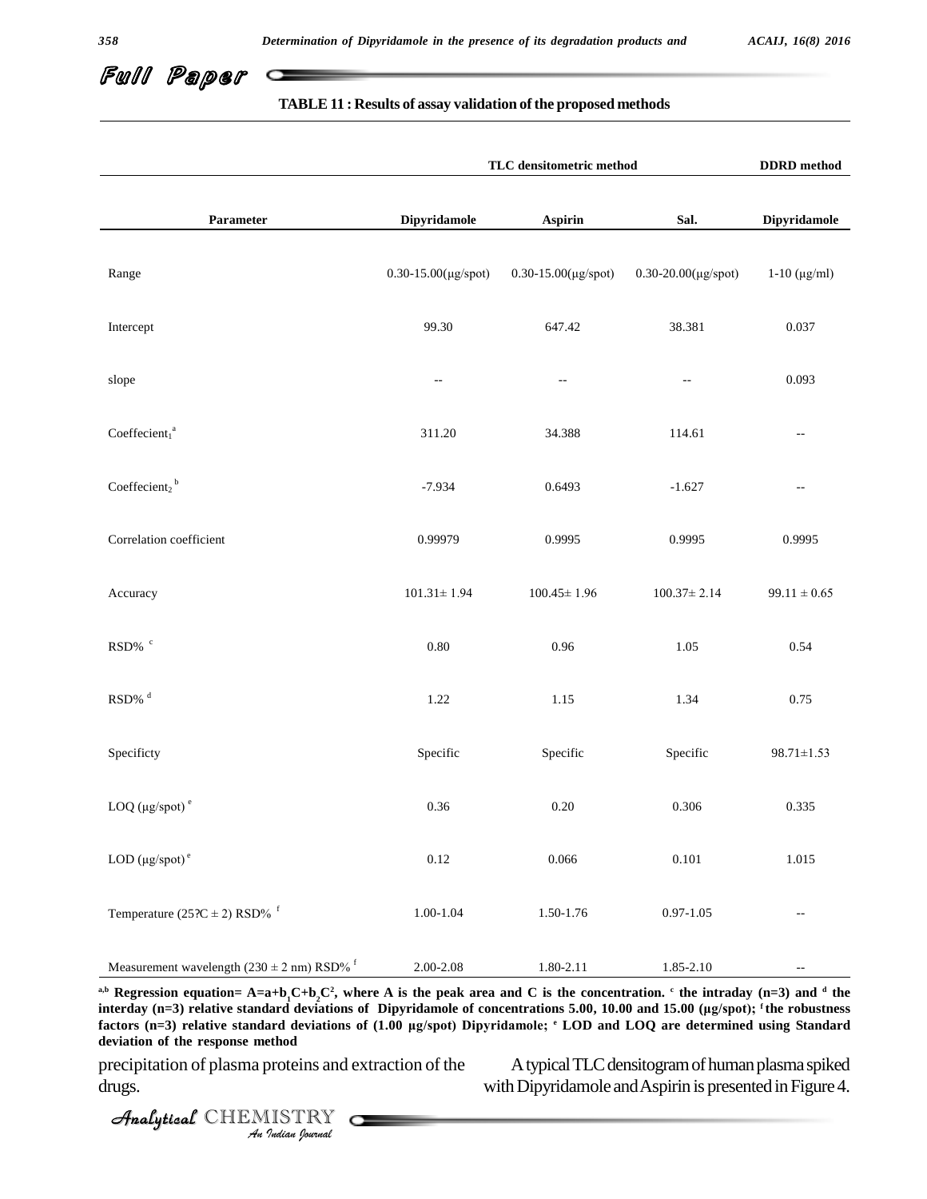**TABLE 11 : Results of assay validation of the proposed methods**

| | TLC densitometric method | | | DDRD method |
|---|---|---|---|---|
| Parameter | Dipyridamole | Aspirin | Sal. | Dipyridamole |
| Range | 0.30-15.00(µg/spot) | 0.30-15.00(µg/spot) | 0.30-20.00(µg/spot) | 1-10 (µg/ml) |
| Intercept | 99.30 | 647.42 | 38.381 | 0.037 |
| slope | -- | -- | -- | 0.093 |
| Coeffecient$_1$ [a] | 311.20 | 34.388 | 114.61 | -- |
| Coeffecient$_2$ [b] | -7.934 | 0.6493 | -1.627 | -- |
| Correlation coefficient | 0.99979 | 0.9995 | 0.9995 | 0.9995 |
| Accuracy | 101.31± 1.94 | 100.45± 1.96 | 100.37± 2.14 | 99.11 ± 0.65 |
| RSD% [c] | 0.80 | 0.96 | 1.05 | 0.54 |
| RSD% [d] | 1.22 | 1.15 | 1.34 | 0.75 |
| Specificty | Specific | Specific | Specific | 98.71±1.53 |
| LOQ (µg/spot) [e] | 0.36 | 0.20 | 0.306 | 0.335 |
| LOD (µg/spot) [e] | 0.12 | 0.066 | 0.101 | 1.015 |
| Temperature (25?C ± 2) RSD% [f] | 1.00-1.04 | 1.50-1.76 | 0.97-1.05 | -- |
| Measurement wavelength (230 ± 2 nm) RSD% [f] | 2.00-2.08 | 1.80-2.11 | 1.85-2.10 | -- |

**[a,b] Regression equation= $A=a+b_1C+b_2C^2$, where A is the peak area and C is the concentration. [c] the intraday (n=3) and [d] the interday (n=3) relative standard deviations of Dipyridamole of concentrations 5.00, 10.00 and 15.00 (µg/spot); [f] the robustness factors (n=3) relative standard deviations of (1.00 µg/spot) Dipyridamole; [e] LOD and LOQ are determined using Standard deviation of the response method**

precipitation of plasma proteins and extraction of the drugs.

A typical TLC densitogram of human plasma spiked with Dipyridamole and Aspirin is presented in Figure 4.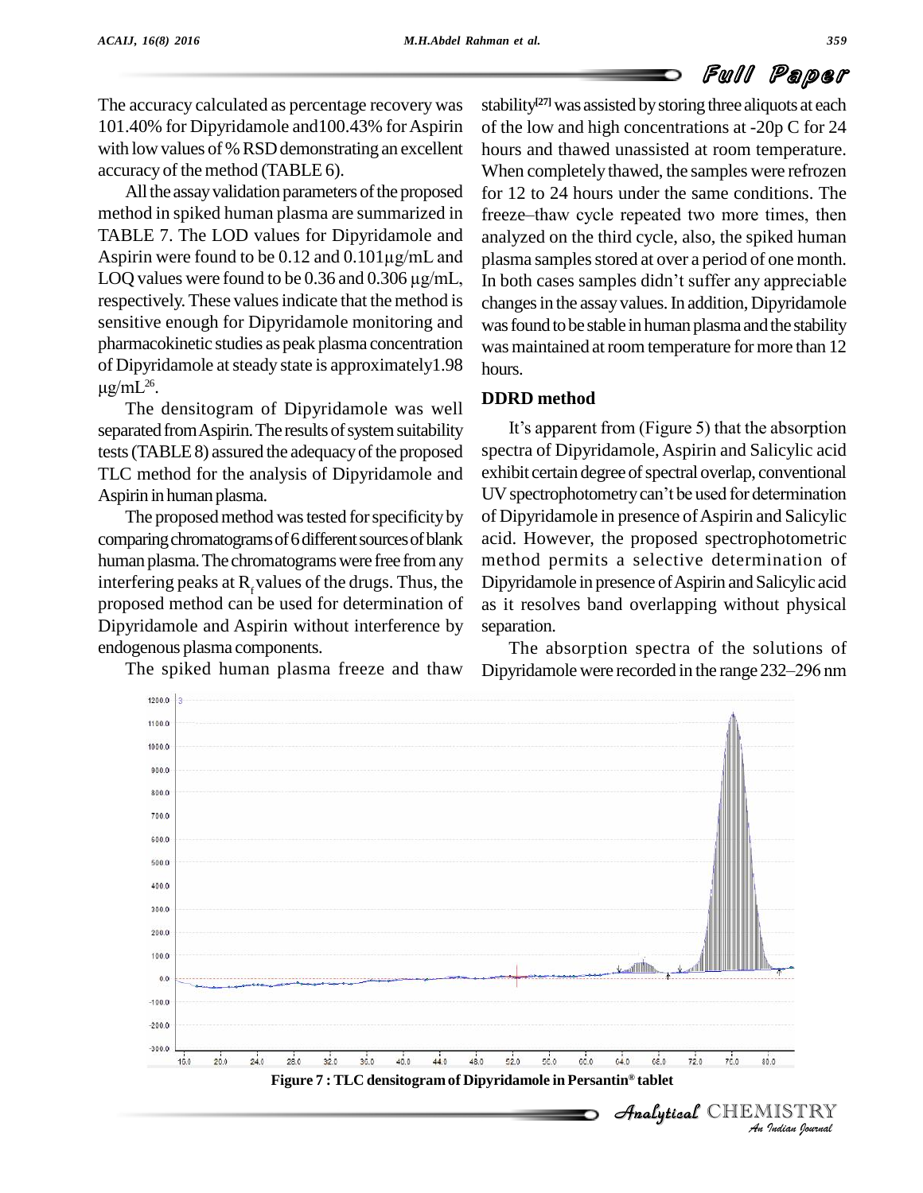The accuracy calculated as percentage recovery was 101.40% for Dipyridamole and100.43% for Aspirin with low values of % RSD demonstrating an excellent accuracy of the method (TABLE 6).

All the assay validation parameters of the proposed method in spiked human plasma are summarized in TABLE 7. The LOD values for Dipyridamole and Aspirin were found to be 0.12 and 0.101µg/mL and LOQ values were found to be 0.36 and 0.306 µg/mL, respectively. These values indicate that the method is sensitive enough for Dipyridamole monitoring and pharmacokinetic studies as peak plasma concentration of Dipyridamole at steady state is approximately1.98 µg/mL[26].

The densitogram of Dipyridamole was well separated from Aspirin. The results of system suitability tests (TABLE 8) assured the adequacy of the proposed TLC method for the analysis of Dipyridamole and Aspirin in human plasma.

The proposed method was tested for specificity by comparing chromatograms of 6 different sources of blank human plasma. The chromatograms were free from any interfering peaks at $R_f$ values of the drugs. Thus, the proposed method can be used for determination of Dipyridamole and Aspirin without interference by endogenous plasma components.

The spiked human plasma freeze and thaw stability[27] was assisted by storing three aliquots at each of the low and high concentrations at -20p C for 24 hours and thawed unassisted at room temperature. When completely thawed, the samples were refrozen for 12 to 24 hours under the same conditions. The freeze–thaw cycle repeated two more times, then analyzed on the third cycle, also, the spiked human plasma samples stored at over a period of one month. In both cases samples didn't suffer any appreciable changes in the assay values. In addition, Dipyridamole was found to be stable in human plasma and the stability was maintained at room temperature for more than 12 hours.

### DDRD method

It's apparent from (Figure 5) that the absorption spectra of Dipyridamole, Aspirin and Salicylic acid exhibit certain degree of spectral overlap, conventional UV spectrophotometry can't be used for determination of Dipyridamole in presence of Aspirin and Salicylic acid. However, the proposed spectrophotometric method permits a selective determination of Dipyridamole in presence of Aspirin and Salicylic acid as it resolves band overlapping without physical separation.

The absorption spectra of the solutions of Dipyridamole were recorded in the range 232–296 nm

**Figure 7 : TLC densitogram of Dipyridamole in Persantin® tablet**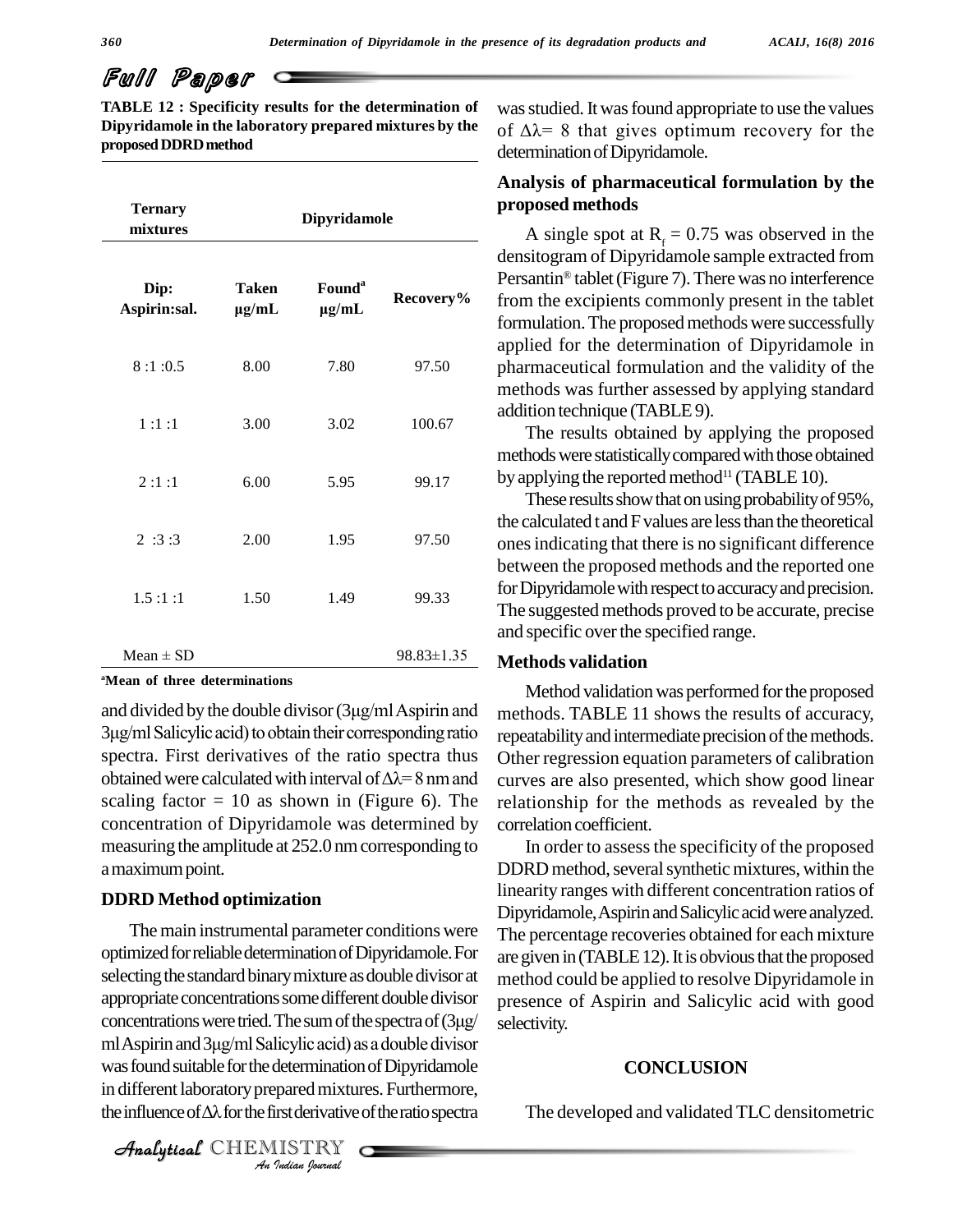TABLE 12 : Specificity results for the determination of Dipyridamole in the laboratory prepared mixtures by the proposed DDRD method

| Ternary mixtures | Dipyridamole | | |
|---|---|---|---|
| Dip: Aspirin:sal. | Taken μg/mL | Found[a] μg/mL | Recovery% |
| 8 :1 :0.5 | 8.00 | 7.80 | 97.50 |
| 1 :1 :1 | 3.00 | 3.02 | 100.67 |
| 2 :1 :1 | 6.00 | 5.95 | 99.17 |
| 2 :3 :3 | 2.00 | 1.95 | 97.50 |
| 1.5 :1 :1 | 1.50 | 1.49 | 99.33 |
| Mean ± SD | | | 98.83±1.35 |

[a]Mean of three determinations

and divided by the double divisor (3μg/ml Aspirin and 3μg/ml Salicylic acid) to obtain their corresponding ratio spectra. First derivatives of the ratio spectra thus obtained were calculated with interval of $\Delta\lambda$= 8 nm and scaling factor = 10 as shown in (Figure 6). The concentration of Dipyridamole was determined by measuring the amplitude at 252.0 nm corresponding to a maximum point.

## DDRD Method optimization

The main instrumental parameter conditions were optimized for reliable determination of Dipyridamole. For selecting the standard binary mixture as double divisor at appropriate concentrations some different double divisor concentrations were tried. The sum of the spectra of (3μg/ml Aspirin and 3μg/ml Salicylic acid) as a double divisor was found suitable for the determination of Dipyridamole in different laboratory prepared mixtures. Furthermore, the influence of $\Delta\lambda$ for the first derivative of the ratio spectra was studied. It was found appropriate to use the values of $\Delta\lambda$= 8 that gives optimum recovery for the determination of Dipyridamole.

## Analysis of pharmaceutical formulation by the proposed methods

A single spot at $R_f$ = 0.75 was observed in the densitogram of Dipyridamole sample extracted from Persantin® tablet (Figure 7). There was no interference from the excipients commonly present in the tablet formulation. The proposed methods were successfully applied for the determination of Dipyridamole in pharmaceutical formulation and the validity of the methods was further assessed by applying standard addition technique (TABLE 9).

The results obtained by applying the proposed methods were statistically compared with those obtained by applying the reported method[11] (TABLE 10).

These results show that on using probability of 95%, the calculated t and F values are less than the theoretical ones indicating that there is no significant difference between the proposed methods and the reported one for Dipyridamole with respect to accuracy and precision. The suggested methods proved to be accurate, precise and specific over the specified range.

## Methods validation

Method validation was performed for the proposed methods. TABLE 11 shows the results of accuracy, repeatability and intermediate precision of the methods. Other regression equation parameters of calibration curves are also presented, which show good linear relationship for the methods as revealed by the correlation coefficient.

In order to assess the specificity of the proposed DDRD method, several synthetic mixtures, within the linearity ranges with different concentration ratios of Dipyridamole, Aspirin and Salicylic acid were analyzed. The percentage recoveries obtained for each mixture are given in (TABLE 12). It is obvious that the proposed method could be applied to resolve Dipyridamole in presence of Aspirin and Salicylic acid with good selectivity.

## CONCLUSION

The developed and validated TLC densitometric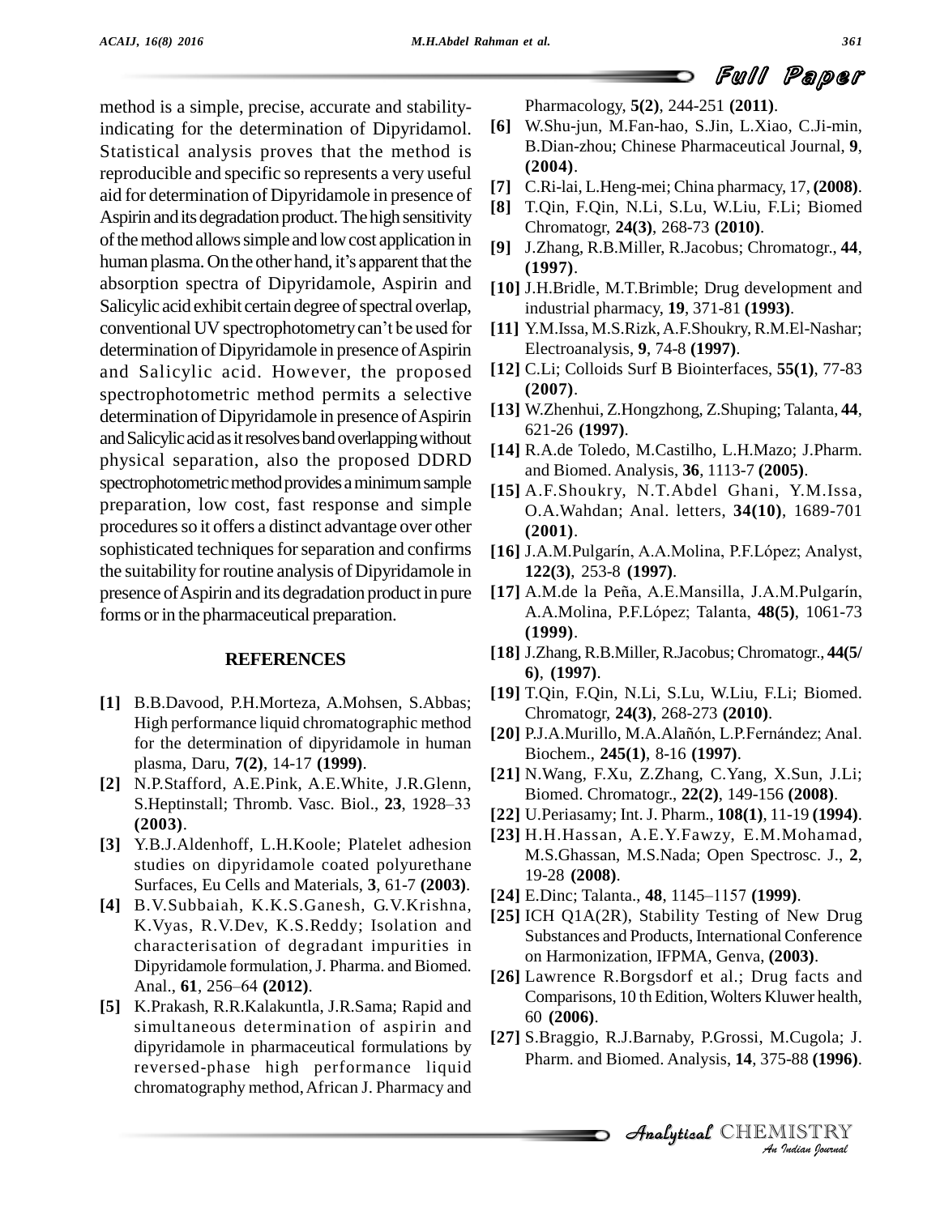method is a simple, precise, accurate and stability-indicating for the determination of Dipyridamol. Statistical analysis proves that the method is reproducible and specific so represents a very useful aid for determination of Dipyridamole in presence of Aspirin and its degradation product. The high sensitivity of the method allows simple and low cost application in human plasma. On the other hand, it's apparent that the absorption spectra of Dipyridamole, Aspirin and Salicylic acid exhibit certain degree of spectral overlap, conventional UV spectrophotometry can't be used for determination of Dipyridamole in presence of Aspirin and Salicylic acid. However, the proposed spectrophotometric method permits a selective determination of Dipyridamole in presence of Aspirin and Salicylic acid as it resolves band overlapping without physical separation, also the proposed DDRD spectrophotometric method provides a minimum sample preparation, low cost, fast response and simple procedures so it offers a distinct advantage over other sophisticated techniques for separation and confirms the suitability for routine analysis of Dipyridamole in presence of Aspirin and its degradation product in pure forms or in the pharmaceutical preparation.

## REFERENCES

**[1]** B.B.Davood, P.H.Morteza, A.Mohsen, S.Abbas; High performance liquid chromatographic method for the determination of dipyridamole in human plasma, Daru, **7(2)**, 14-17 **(1999)**.

**[2]** N.P.Stafford, A.E.Pink, A.E.White, J.R.Glenn, S.Heptinstall; Thromb. Vasc. Biol., **23**, 1928–33 **(2003)**.

**[3]** Y.B.J.Aldenhoff, L.H.Koole; Platelet adhesion studies on dipyridamole coated polyurethane Surfaces, Eu Cells and Materials, **3**, 61-7 **(2003)**.

**[4]** B.V.Subbaiah, K.K.S.Ganesh, G.V.Krishna, K.Vyas, R.V.Dev, K.S.Reddy; Isolation and characterisation of degradant impurities in Dipyridamole formulation, J. Pharma. and Biomed. Anal., **61**, 256–64 **(2012)**.

**[5]** K.Prakash, R.R.Kalakuntla, J.R.Sama; Rapid and simultaneous determination of aspirin and dipyridamole in pharmaceutical formulations by reversed-phase high performance liquid chromatography method, African J. Pharmacy and Pharmacology, **5(2)**, 244-251 **(2011)**.

**[6]** W.Shu-jun, M.Fan-hao, S.Jin, L.Xiao, C.Ji-min, B.Dian-zhou; Chinese Pharmaceutical Journal, **9**, **(2004)**.

**[7]** C.Ri-lai, L.Heng-mei; China pharmacy, 17, **(2008)**.

**[8]** T.Qin, F.Qin, N.Li, S.Lu, W.Liu, F.Li; Biomed Chromatogr, **24(3)**, 268-73 **(2010)**.

**[9]** J.Zhang, R.B.Miller, R.Jacobus; Chromatogr., **44**, **(1997)**.

**[10]** J.H.Bridle, M.T.Brimble; Drug development and industrial pharmacy, **19**, 371-81 **(1993)**.

**[11]** Y.M.Issa, M.S.Rizk, A.F.Shoukry, R.M.El-Nashar; Electroanalysis, **9**, 74-8 **(1997)**.

**[12]** C.Li; Colloids Surf B Biointerfaces, **55(1)**, 77-83 **(2007)**.

**[13]** W.Zhenhui, Z.Hongzhong, Z.Shuping; Talanta, **44**, 621-26 **(1997)**.

**[14]** R.A.de Toledo, M.Castilho, L.H.Mazo; J.Pharm. and Biomed. Analysis, **36**, 1113-7 **(2005)**.

**[15]** A.F.Shoukry, N.T.Abdel Ghani, Y.M.Issa, O.A.Wahdan; Anal. letters, **34(10)**, 1689-701 **(2001)**.

**[16]** J.A.M.Pulgarín, A.A.Molina, P.F.López; Analyst, **122(3)**, 253-8 **(1997)**.

**[17]** A.M.de la Peña, A.E.Mansilla, J.A.M.Pulgarín, A.A.Molina, P.F.López; Talanta, **48(5)**, 1061-73 **(1999)**.

**[18]** J.Zhang, R.B.Miller, R.Jacobus; Chromatogr., **44(5/6)**, **(1997)**.

**[19]** T.Qin, F.Qin, N.Li, S.Lu, W.Liu, F.Li; Biomed. Chromatogr, **24(3)**, 268-273 **(2010)**.

**[20]** P.J.A.Murillo, M.A.Alañón, L.P.Fernández; Anal. Biochem., **245(1)**, 8-16 **(1997)**.

**[21]** N.Wang, F.Xu, Z.Zhang, C.Yang, X.Sun, J.Li; Biomed. Chromatogr., **22(2)**, 149-156 **(2008)**.

**[22]** U.Periasamy; Int. J. Pharm., **108(1)**, 11-19 **(1994)**.

**[23]** H.H.Hassan, A.E.Y.Fawzy, E.M.Mohamad, M.S.Ghassan, M.S.Nada; Open Spectrosc. J., **2**, 19-28 **(2008)**.

**[24]** E.Dinc; Talanta., **48**, 1145–1157 **(1999)**.

**[25]** ICH Q1A(2R), Stability Testing of New Drug Substances and Products, International Conference on Harmonization, IFPMA, Genva, **(2003)**.

**[26]** Lawrence R.Borgsdorf et al.; Drug facts and Comparisons, 10 th Edition, Wolters Kluwer health, 60 **(2006)**.

**[27]** S.Braggio, R.J.Barnaby, P.Grossi, M.Cugola; J. Pharm. and Biomed. Analysis, **14**, 375-88 **(1996)**.